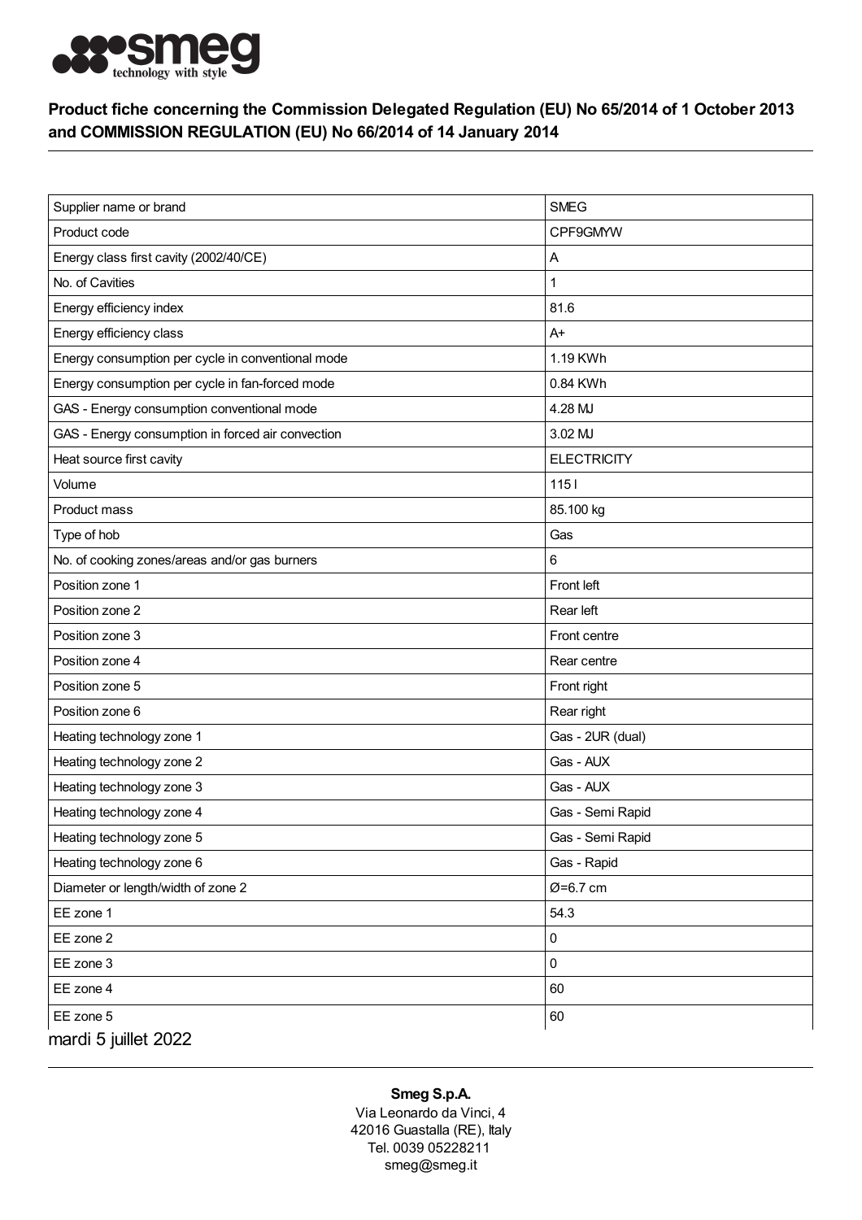## Product fiche concerning the Commission Delegated Regulation (EU) No 65/2014 of 1 October 2013 and COMMISSION REGULATION (EU) No 66/2014 of 14 January 2014

| Supplier name or brand | SMEG |
|---|---|
| Product code | CPF9GMYW |
| Energy class first cavity (2002/40/CE) | A |
| No. of Cavities | 1 |
| Energy efficiency index | 81.6 |
| Energy efficiency class | A+ |
| Energy consumption per cycle in conventional mode | 1.19 KWh |
| Energy consumption per cycle in fan-forced mode | 0.84 KWh |
| GAS - Energy consumption conventional mode | 4.28 MJ |
| GAS - Energy consumption in forced air convection | 3.02 MJ |
| Heat source first cavity | ELECTRICITY |
| Volume | 115 l |
| Product mass | 85.100 kg |
| Type of hob | Gas |
| No. of cooking zones/areas and/or gas burners | 6 |
| Position zone 1 | Front left |
| Position zone 2 | Rear left |
| Position zone 3 | Front centre |
| Position zone 4 | Rear centre |
| Position zone 5 | Front right |
| Position zone 6 | Rear right |
| Heating technology zone 1 | Gas - 2UR (dual) |
| Heating technology zone 2 | Gas - AUX |
| Heating technology zone 3 | Gas - AUX |
| Heating technology zone 4 | Gas - Semi Rapid |
| Heating technology zone 5 | Gas - Semi Rapid |
| Heating technology zone 6 | Gas - Rapid |
| Diameter or length/width of zone 2 | Ø=6.7 cm |
| EE zone 1 | 54.3 |
| EE zone 2 | 0 |
| EE zone 3 | 0 |
| EE zone 4 | 60 |
| EE zone 5 | 60 |

mardi 5 juillet 2022

**Smeg S.p.A.**
Via Leonardo da Vinci, 4
42016 Guastalla (RE), Italy
Tel. 0039 05228211
smeg@smeg.it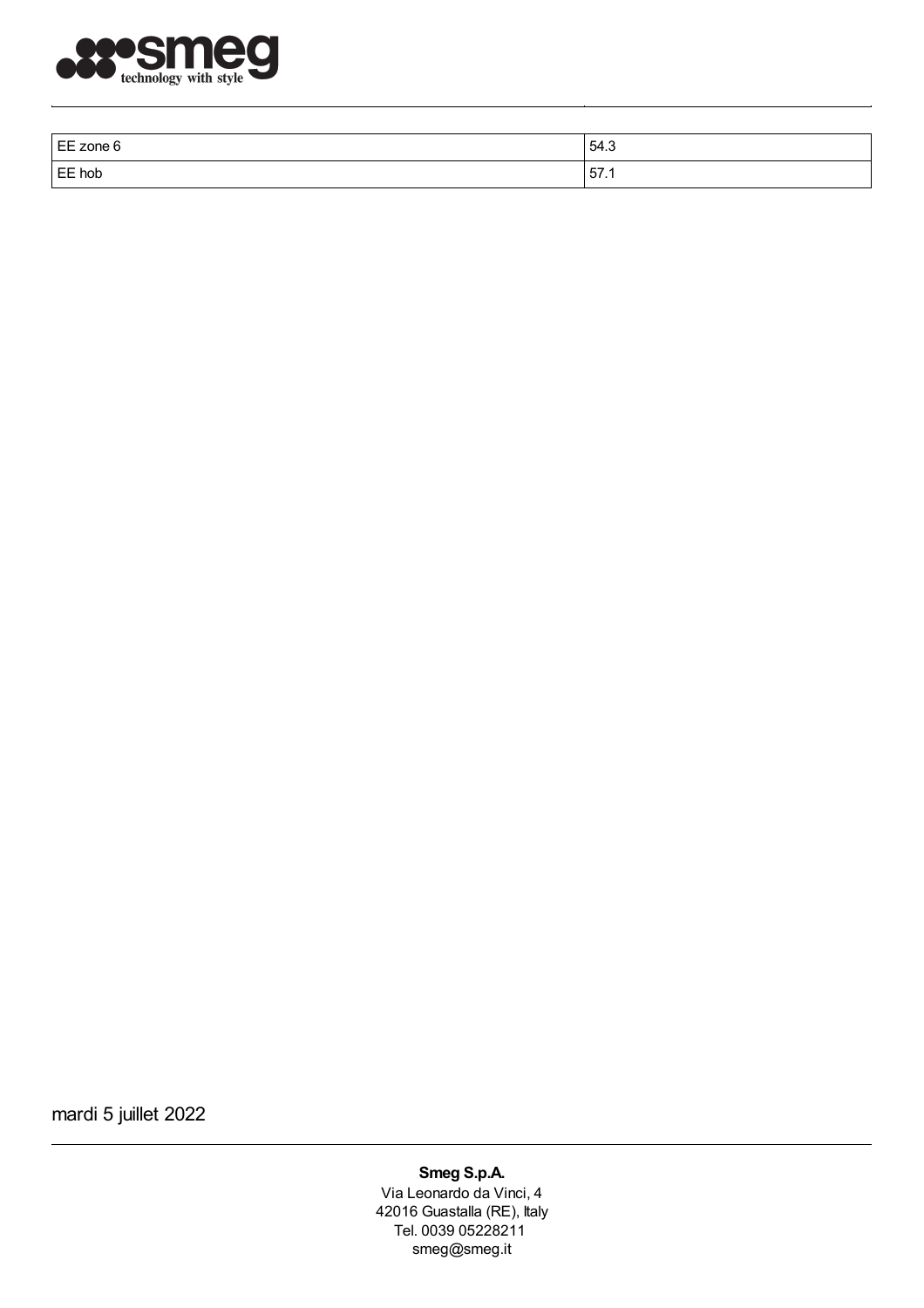| | |
|---|---|
| EE zone 6 | 54.3 |
| EE hob | 57.1 |

mardi 5 juillet 2022

**Smeg S.p.A.**
Via Leonardo da Vinci, 4
42016 Guastalla (RE), Italy
Tel. 0039 05228211
smeg@smeg.it